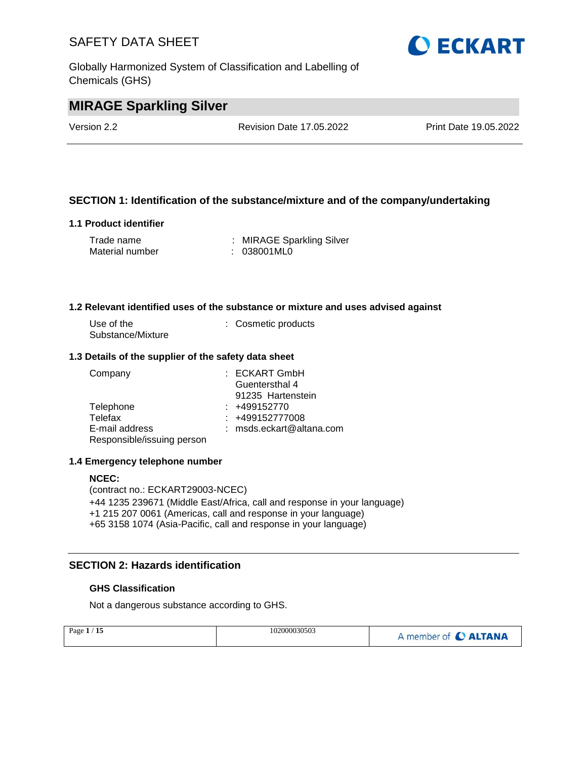# SAFETY DATA SHEET

Globally Harmonized System of Classification and Labelling of Chemicals (GHS)

## MIRAGE Sparkling Silver

| Version 2.2 | Revision Date 17.05.2022 | Print Date 19.05.2022 |
|---|---|---|

## SECTION 1: Identification of the substance/mixture and of the company/undertaking

### 1.1 Product identifier

| | |
|---|---|
| Trade name | : MIRAGE Sparkling Silver |
| Material number | : 038001ML0 |

### 1.2 Relevant identified uses of the substance or mixture and uses advised against

| | |
|---|---|
| Use of the Substance/Mixture | : Cosmetic products |

### 1.3 Details of the supplier of the safety data sheet

| | |
|---|---|
| Company | : ECKART GmbH<br>Guentersthal 4<br>91235 Hartenstein |
| Telephone | : +499152770 |
| Telefax | : +499152777008 |
| E-mail address | : msds.eckart@altana.com |
| Responsible/issuing person | |

### 1.4 Emergency telephone number

**NCEC:**
(contract no.: ECKART29003-NCEC)
+44 1235 239671 (Middle East/Africa, call and response in your language)
+1 215 207 0061 (Americas, call and response in your language)
+65 3158 1074 (Asia-Pacific, call and response in your language)

## SECTION 2: Hazards identification

### GHS Classification

Not a dangerous substance according to GHS.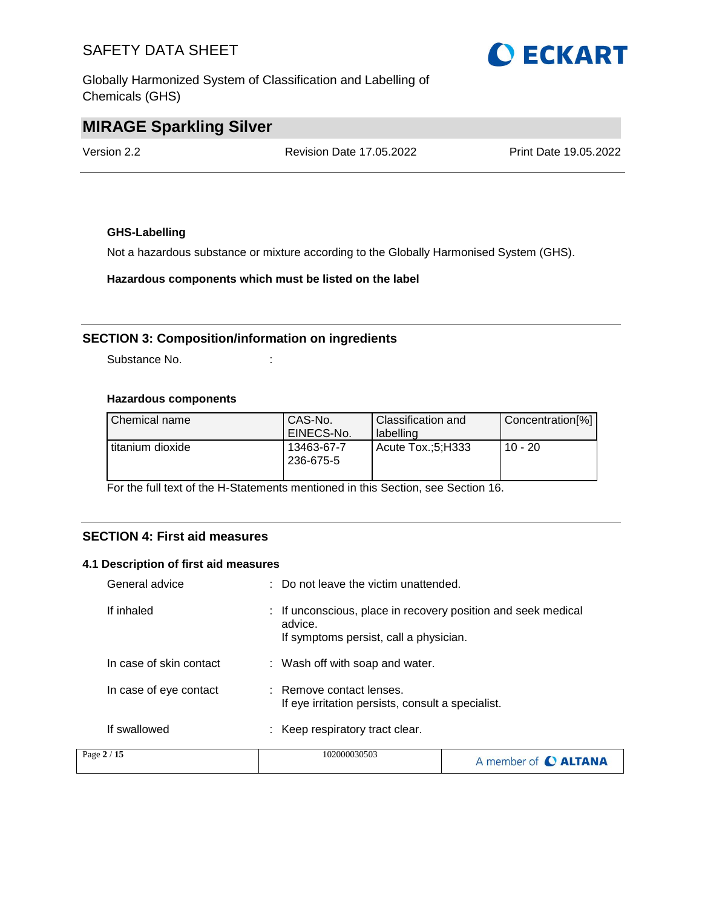**GHS-Labelling**

Not a hazardous substance or mixture according to the Globally Harmonised System (GHS).

**Hazardous components which must be listed on the label**

## SECTION 3: Composition/information on ingredients

Substance No. :

**Hazardous components**

| Chemical name | CAS-No. EINECS-No. | Classification and labelling | Concentration[%] |
| --- | --- | --- | --- |
| titanium dioxide | 13463-67-7 236-675-5 | Acute Tox.;5;H333 | 10 - 20 |

For the full text of the H-Statements mentioned in this Section, see Section 16.

## SECTION 4: First aid measures

### 4.1 Description of first aid measures

General advice : Do not leave the victim unattended.

If inhaled : If unconscious, place in recovery position and seek medical advice.
If symptoms persist, call a physician.

In case of skin contact : Wash off with soap and water.

In case of eye contact : Remove contact lenses.
If eye irritation persists, consult a specialist.

If swallowed : Keep respiratory tract clear.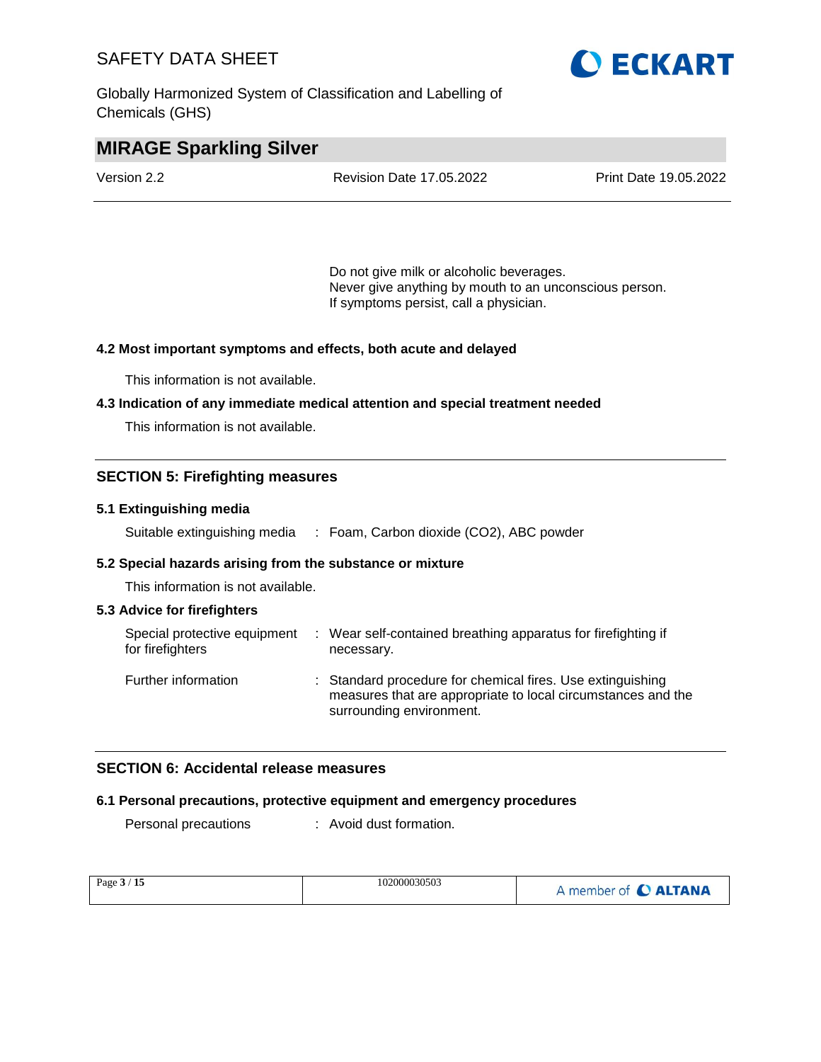Do not give milk or alcoholic beverages.
Never give anything by mouth to an unconscious person.
If symptoms persist, call a physician.

### 4.2 Most important symptoms and effects, both acute and delayed

This information is not available.

### 4.3 Indication of any immediate medical attention and special treatment needed

This information is not available.

## SECTION 5: Firefighting measures

### 5.1 Extinguishing media

Suitable extinguishing media : Foam, Carbon dioxide ($CO_2$), ABC powder

### 5.2 Special hazards arising from the substance or mixture

This information is not available.

### 5.3 Advice for firefighters

Special protective equipment for firefighters : Wear self-contained breathing apparatus for firefighting if necessary.

Further information : Standard procedure for chemical fires. Use extinguishing measures that are appropriate to local circumstances and the surrounding environment.

## SECTION 6: Accidental release measures

### 6.1 Personal precautions, protective equipment and emergency procedures

Personal precautions : Avoid dust formation.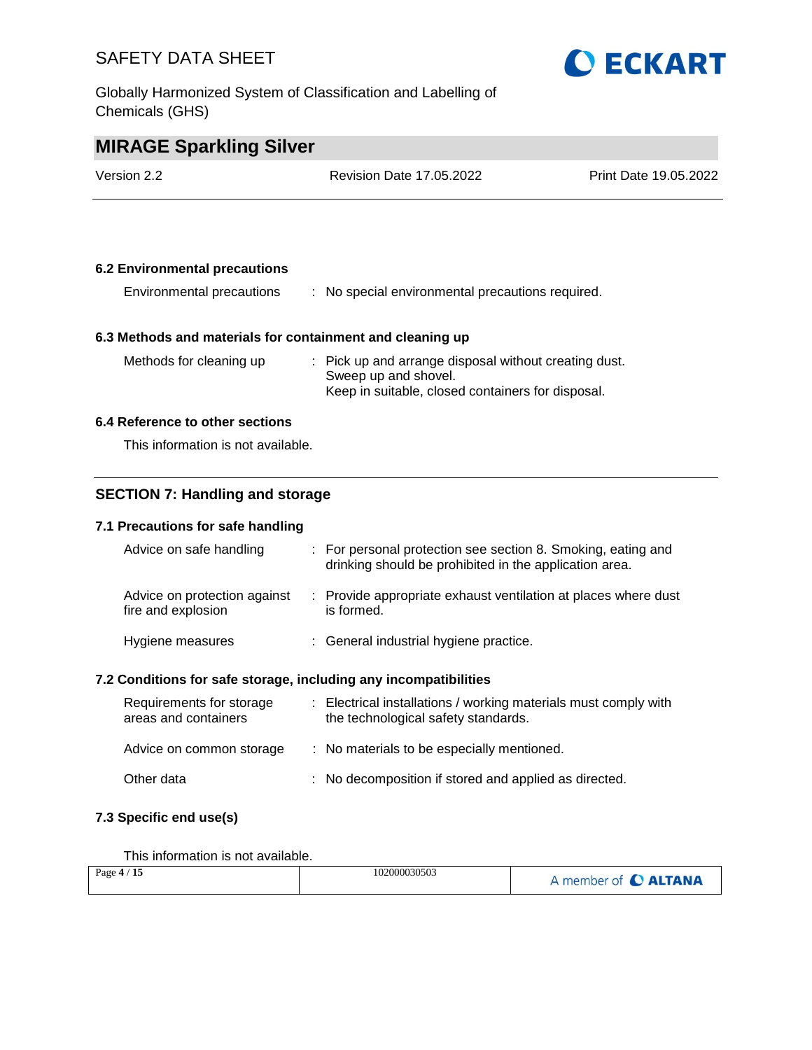### 6.2 Environmental precautions

| | |
|---|---|
| Environmental precautions | : No special environmental precautions required. |

### 6.3 Methods and materials for containment and cleaning up

| | |
|---|---|
| Methods for cleaning up | : Pick up and arrange disposal without creating dust.<br>Sweep up and shovel.<br>Keep in suitable, closed containers for disposal. |

### 6.4 Reference to other sections

This information is not available.

## SECTION 7: Handling and storage

### 7.1 Precautions for safe handling

| | |
|---|---|
| Advice on safe handling | : For personal protection see section 8. Smoking, eating and drinking should be prohibited in the application area. |
| Advice on protection against fire and explosion | : Provide appropriate exhaust ventilation at places where dust is formed. |
| Hygiene measures | : General industrial hygiene practice. |

### 7.2 Conditions for safe storage, including any incompatibilities

| | |
|---|---|
| Requirements for storage areas and containers | : Electrical installations / working materials must comply with the technological safety standards. |
| Advice on common storage | : No materials to be especially mentioned. |
| Other data | : No decomposition if stored and applied as directed. |

### 7.3 Specific end use(s)

This information is not available.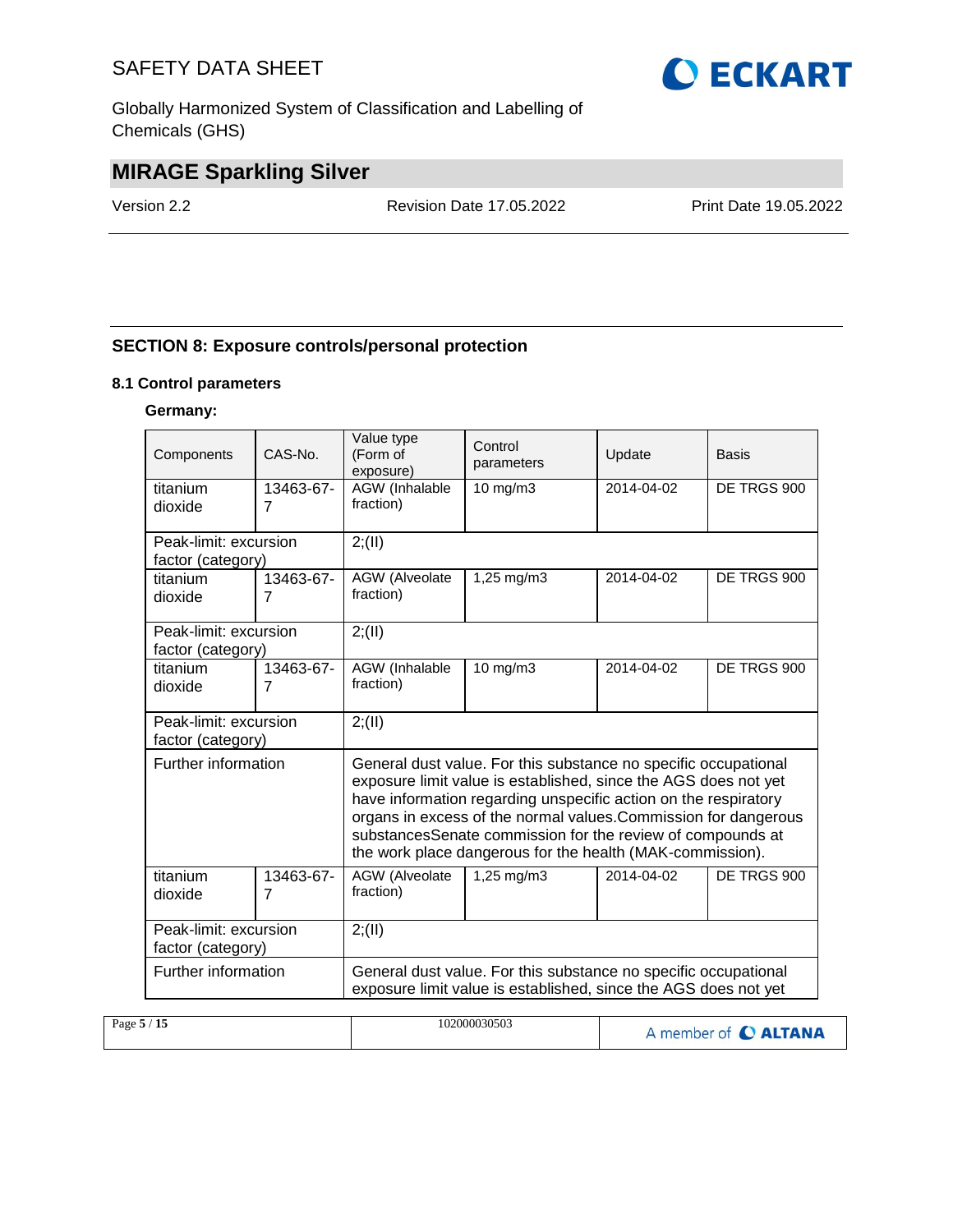## SECTION 8: Exposure controls/personal protection

### 8.1 Control parameters

**Germany:**

| Components | CAS-No. | Value type (Form of exposure) | Control parameters | Update | Basis |
|---|---|---|---|---|---|
| titanium dioxide | 13463-67-7 | AGW (Inhalable fraction) | 10 mg/m3 | 2014-04-02 | DE TRGS 900 |
| Peak-limit: excursion factor (category) | | 2;(II) | | | |
| titanium dioxide | 13463-67-7 | AGW (Alveolate fraction) | 1,25 mg/m3 | 2014-04-02 | DE TRGS 900 |
| Peak-limit: excursion factor (category) | | 2;(II) | | | |
| titanium dioxide | 13463-67-7 | AGW (Inhalable fraction) | 10 mg/m3 | 2014-04-02 | DE TRGS 900 |
| Peak-limit: excursion factor (category) | | 2;(II) | | | |
| Further information | | General dust value. For this substance no specific occupational exposure limit value is established, since the AGS does not yet have information regarding unspecific action on the respiratory organs in excess of the normal values.Commission for dangerous substancesSenate commission for the review of compounds at the work place dangerous for the health (MAK-commission). | | | |
| titanium dioxide | 13463-67-7 | AGW (Alveolate fraction) | 1,25 mg/m3 | 2014-04-02 | DE TRGS 900 |
| Peak-limit: excursion factor (category) | | 2;(II) | | | |
| Further information | | General dust value. For this substance no specific occupational exposure limit value is established, since the AGS does not yet | | | |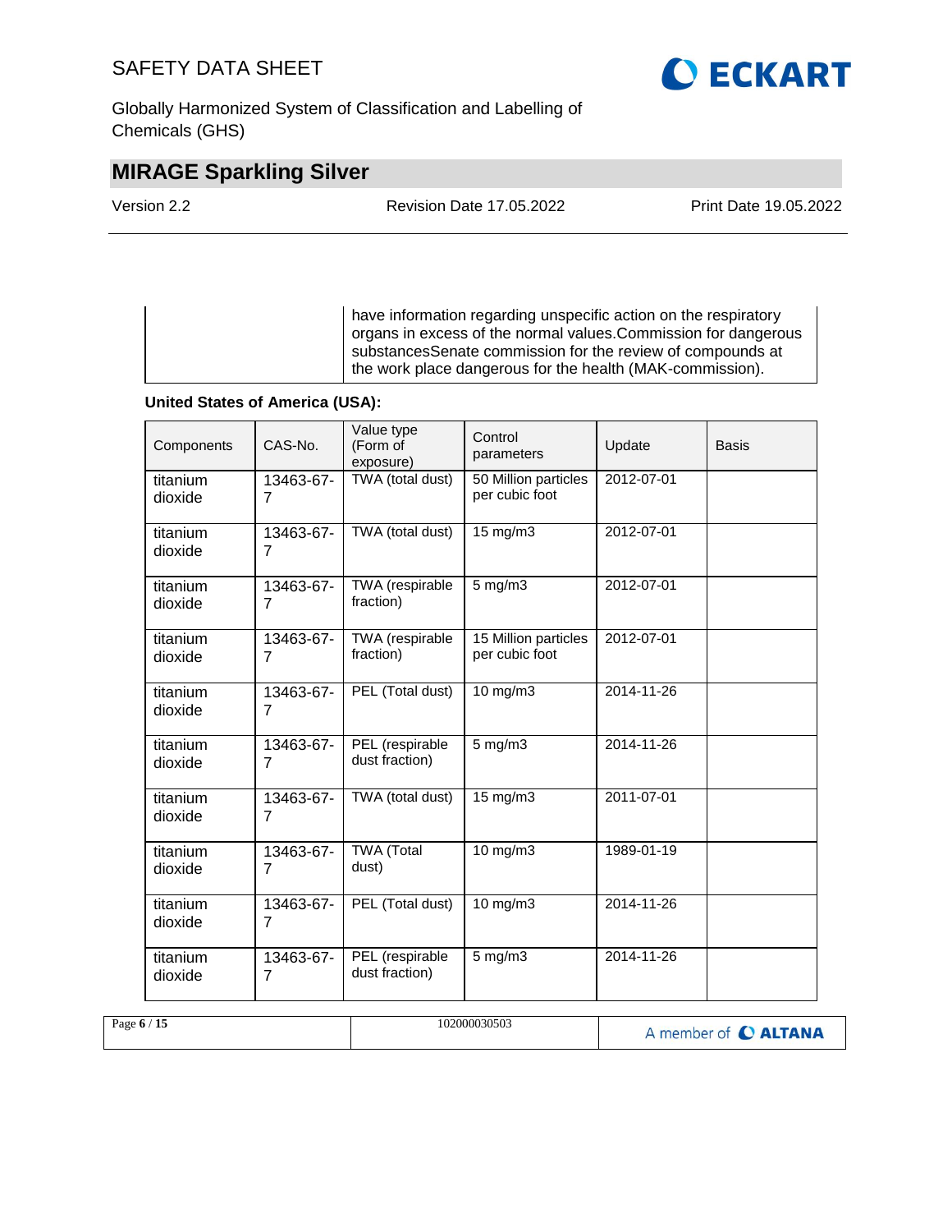| | have information regarding unspecific action on the respiratory organs in excess of the normal values.Commission for dangerous substancesSenate commission for the review of compounds at the work place dangerous for the health (MAK-commission). |
|---|---|

**United States of America (USA):**

| Components | CAS-No. | Value type (Form of exposure) | Control parameters | Update | Basis |
|---|---|---|---|---|---|
| titanium dioxide | 13463-67-7 | TWA (total dust) | 50 Million particles per cubic foot | 2012-07-01 | |
| titanium dioxide | 13463-67-7 | TWA (total dust) | 15 mg/m3 | 2012-07-01 | |
| titanium dioxide | 13463-67-7 | TWA (respirable fraction) | 5 mg/m3 | 2012-07-01 | |
| titanium dioxide | 13463-67-7 | TWA (respirable fraction) | 15 Million particles per cubic foot | 2012-07-01 | |
| titanium dioxide | 13463-67-7 | PEL (Total dust) | 10 mg/m3 | 2014-11-26 | |
| titanium dioxide | 13463-67-7 | PEL (respirable dust fraction) | 5 mg/m3 | 2014-11-26 | |
| titanium dioxide | 13463-67-7 | TWA (total dust) | 15 mg/m3 | 2011-07-01 | |
| titanium dioxide | 13463-67-7 | TWA (Total dust) | 10 mg/m3 | 1989-01-19 | |
| titanium dioxide | 13463-67-7 | PEL (Total dust) | 10 mg/m3 | 2014-11-26 | |
| titanium dioxide | 13463-67-7 | PEL (respirable dust fraction) | 5 mg/m3 | 2014-11-26 | |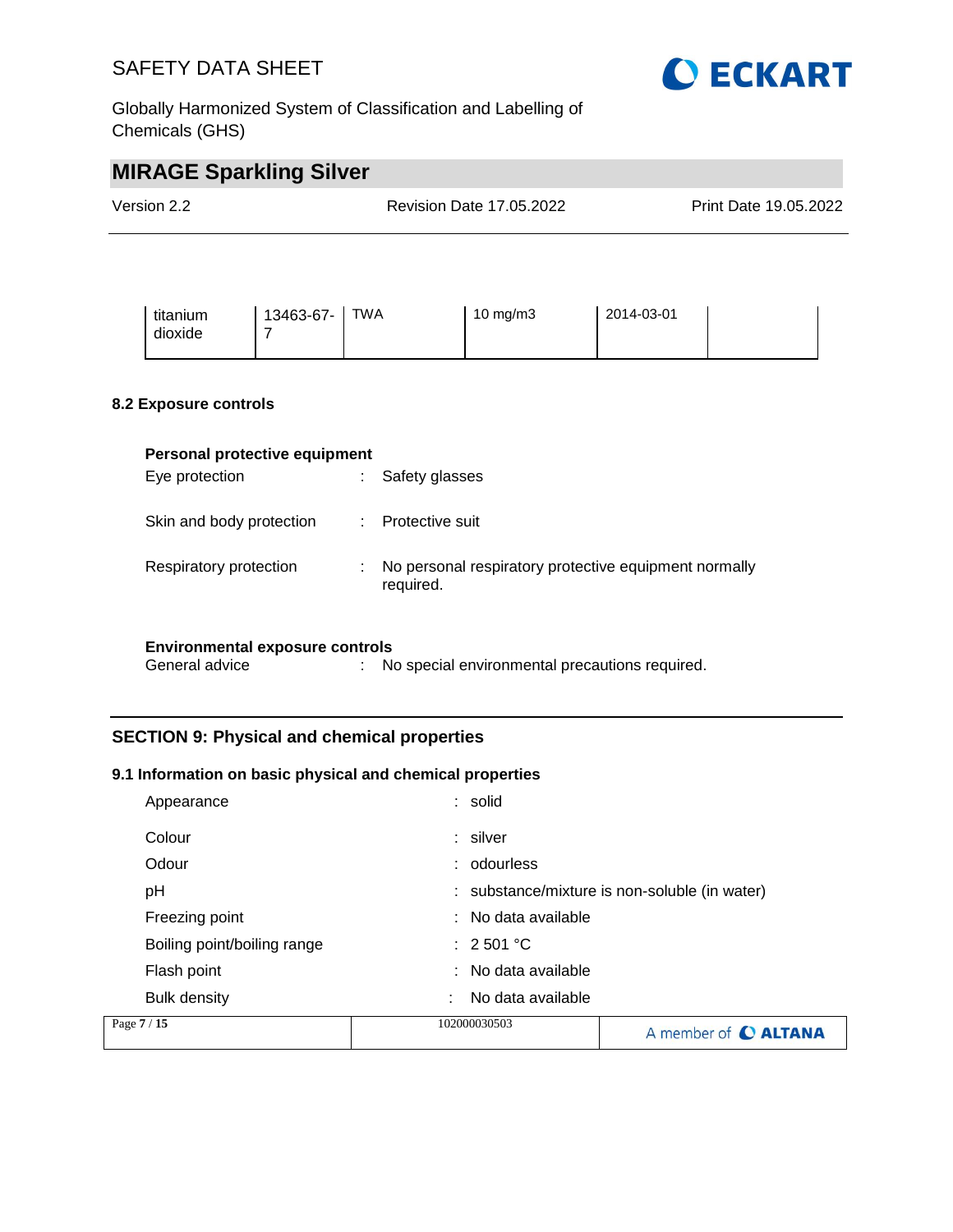| titanium dioxide | 13463-67-7 | TWA | 10 mg/m3 | 2014-03-01 | |
|---|---|---|---|---|---|

### 8.2 Exposure controls

**Personal protective equipment**

Eye protection : Safety glasses

Skin and body protection : Protective suit

Respiratory protection : No personal respiratory protective equipment normally required.

**Environmental exposure controls**

General advice : No special environmental precautions required.

## SECTION 9: Physical and chemical properties

### 9.1 Information on basic physical and chemical properties

Appearance : solid

Colour : silver

Odour : odourless

pH : substance/mixture is non-soluble (in water)

Freezing point : No data available

Boiling point/boiling range : 2 501 °C

Flash point : No data available

Bulk density : No data available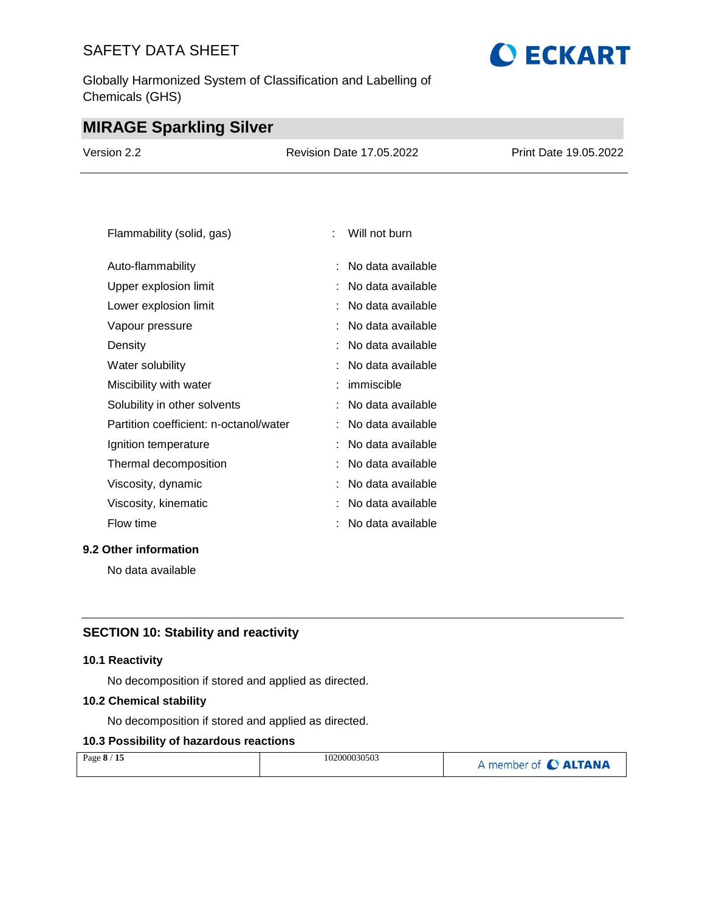| | | |
|---|---|---|
| Flammability (solid, gas) | : | Will not burn |
| Auto-flammability | : | No data available |
| Upper explosion limit | : | No data available |
| Lower explosion limit | : | No data available |
| Vapour pressure | : | No data available |
| Density | : | No data available |
| Water solubility | : | No data available |
| Miscibility with water | : | immiscible |
| Solubility in other solvents | : | No data available |
| Partition coefficient: n-octanol/water | : | No data available |
| Ignition temperature | : | No data available |
| Thermal decomposition | : | No data available |
| Viscosity, dynamic | : | No data available |
| Viscosity, kinematic | : | No data available |
| Flow time | : | No data available |

### 9.2 Other information

No data available

## SECTION 10: Stability and reactivity

### 10.1 Reactivity

No decomposition if stored and applied as directed.

### 10.2 Chemical stability

No decomposition if stored and applied as directed.

### 10.3 Possibility of hazardous reactions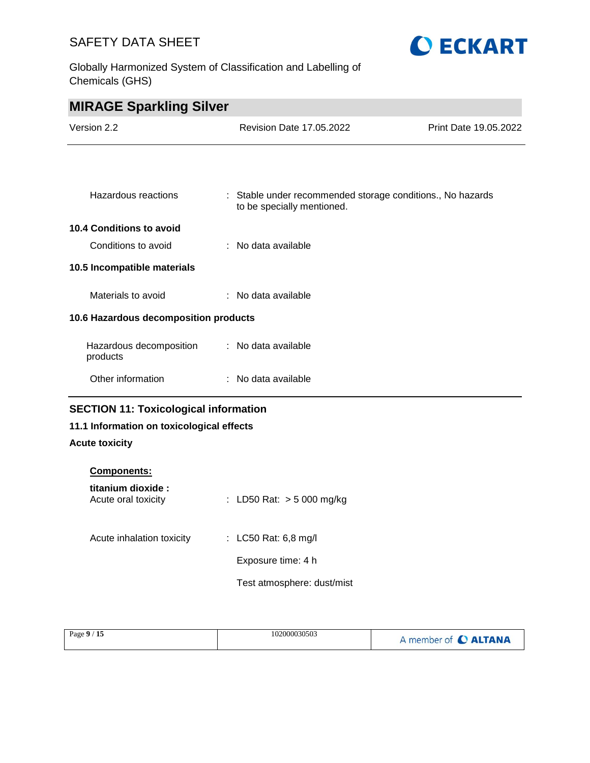Hazardous reactions : Stable under recommended storage conditions., No hazards to be specially mentioned.

**10.4 Conditions to avoid**

Conditions to avoid : No data available

**10.5 Incompatible materials**

Materials to avoid : No data available

**10.6 Hazardous decomposition products**

Hazardous decomposition products : No data available

Other information : No data available

## SECTION 11: Toxicological information

**11.1 Information on toxicological effects**

**Acute toxicity**

**Components:**

**titanium dioxide :**

Acute oral toxicity : LD50 Rat: > 5 000 mg/kg

Acute inhalation toxicity : LC50 Rat: 6,8 mg/l

Exposure time: 4 h

Test atmosphere: dust/mist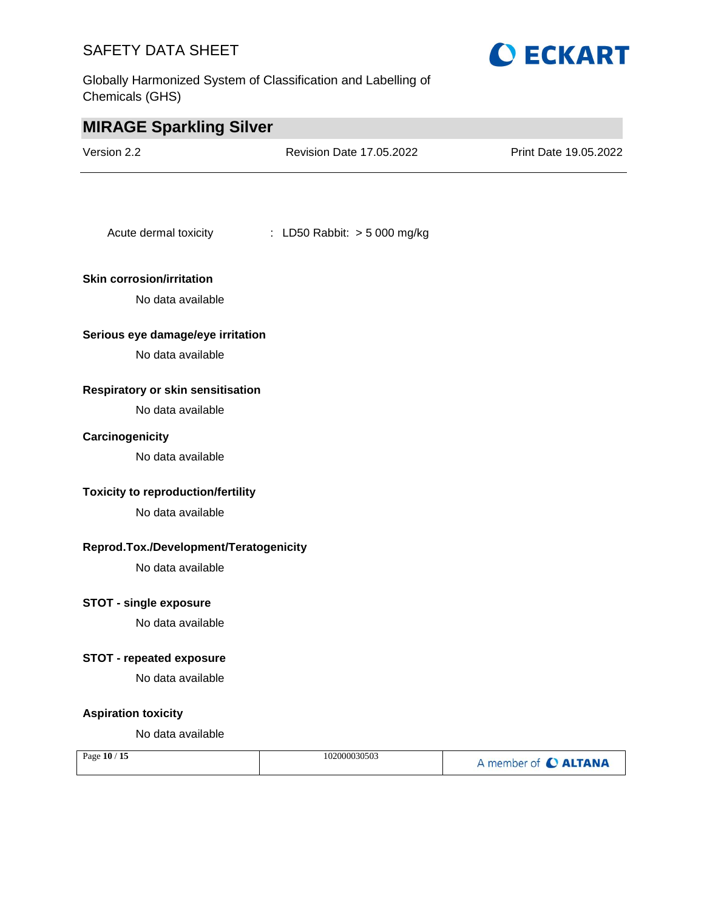Acute dermal toxicity : LD50 Rabbit: > 5 000 mg/kg

**Skin corrosion/irritation**

No data available

**Serious eye damage/eye irritation**

No data available

**Respiratory or skin sensitisation**

No data available

**Carcinogenicity**

No data available

**Toxicity to reproduction/fertility**

No data available

**Reprod.Tox./Development/Teratogenicity**

No data available

**STOT - single exposure**

No data available

**STOT - repeated exposure**

No data available

**Aspiration toxicity**

No data available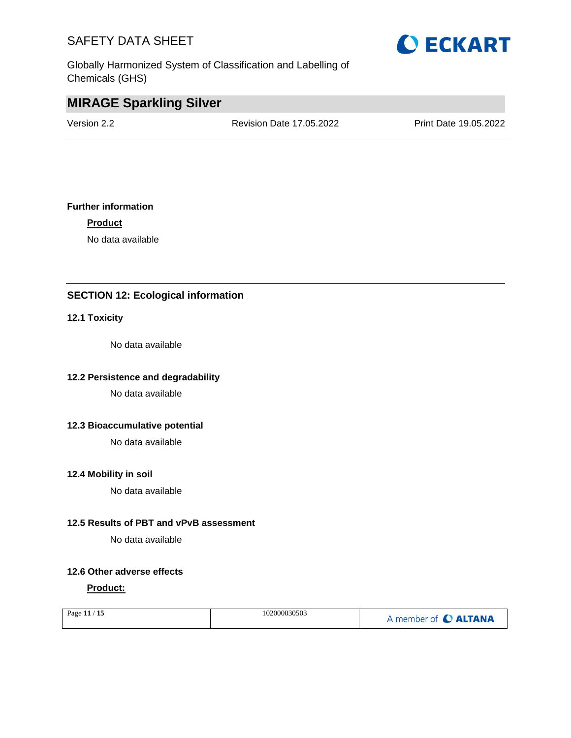**Further information**

**Product**

No data available

## SECTION 12: Ecological information

### 12.1 Toxicity

No data available

### 12.2 Persistence and degradability

No data available

### 12.3 Bioaccumulative potential

No data available

### 12.4 Mobility in soil

No data available

### 12.5 Results of PBT and vPvB assessment

No data available

### 12.6 Other adverse effects

**Product:**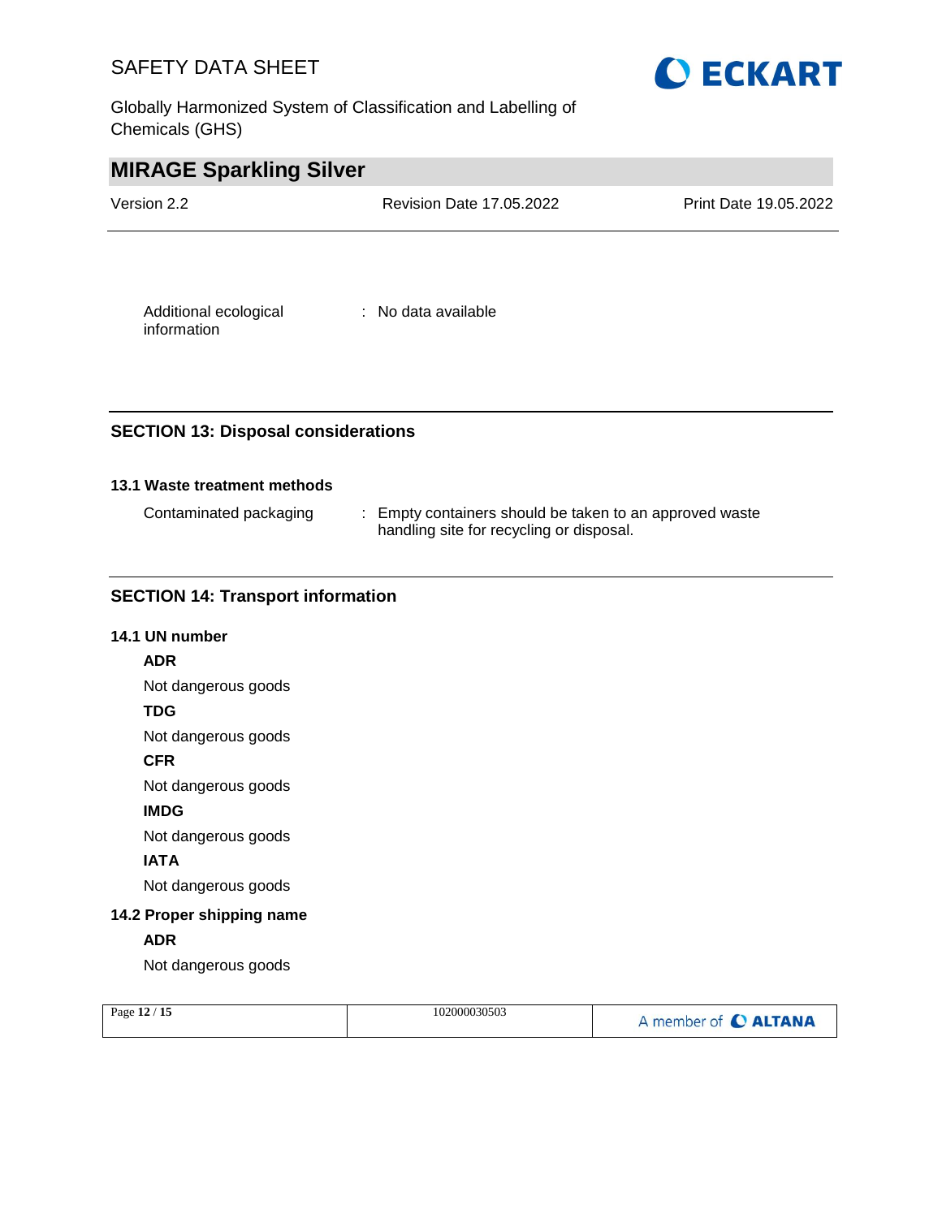Additional ecological information : No data available

## SECTION 13: Disposal considerations

### 13.1 Waste treatment methods

Contaminated packaging : Empty containers should be taken to an approved waste handling site for recycling or disposal.

## SECTION 14: Transport information

### 14.1 UN number

**ADR**

Not dangerous goods

**TDG**

Not dangerous goods

**CFR**

Not dangerous goods

**IMDG**

Not dangerous goods

**IATA**

Not dangerous goods

### 14.2 Proper shipping name

**ADR**

Not dangerous goods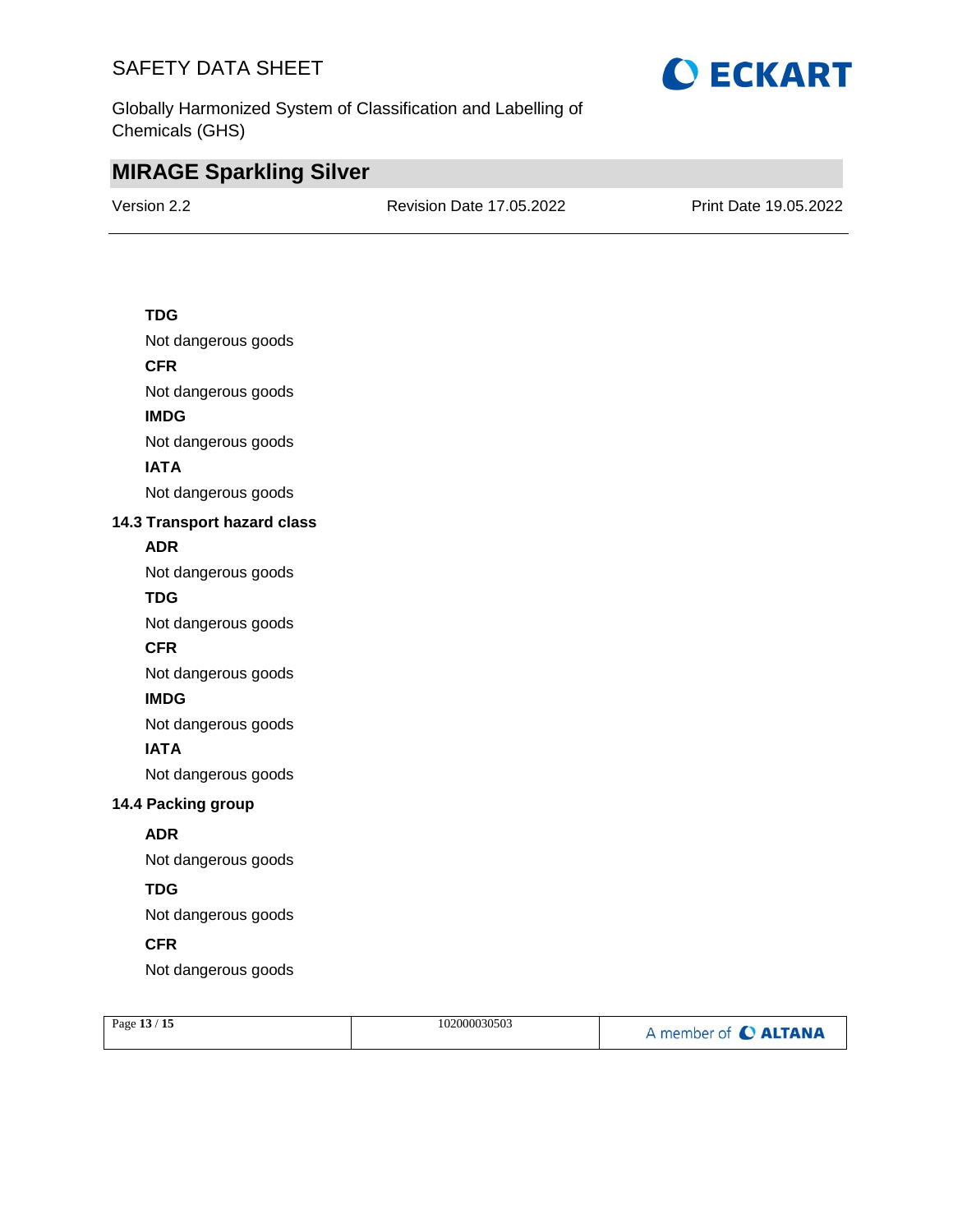**TDG**

Not dangerous goods

**CFR**

Not dangerous goods

**IMDG**

Not dangerous goods

**IATA**

Not dangerous goods

### 14.3 Transport hazard class

**ADR**

Not dangerous goods

**TDG**

Not dangerous goods

**CFR**

Not dangerous goods

**IMDG**

Not dangerous goods

**IATA**

Not dangerous goods

### 14.4 Packing group

**ADR**

Not dangerous goods

**TDG**

Not dangerous goods

**CFR**

Not dangerous goods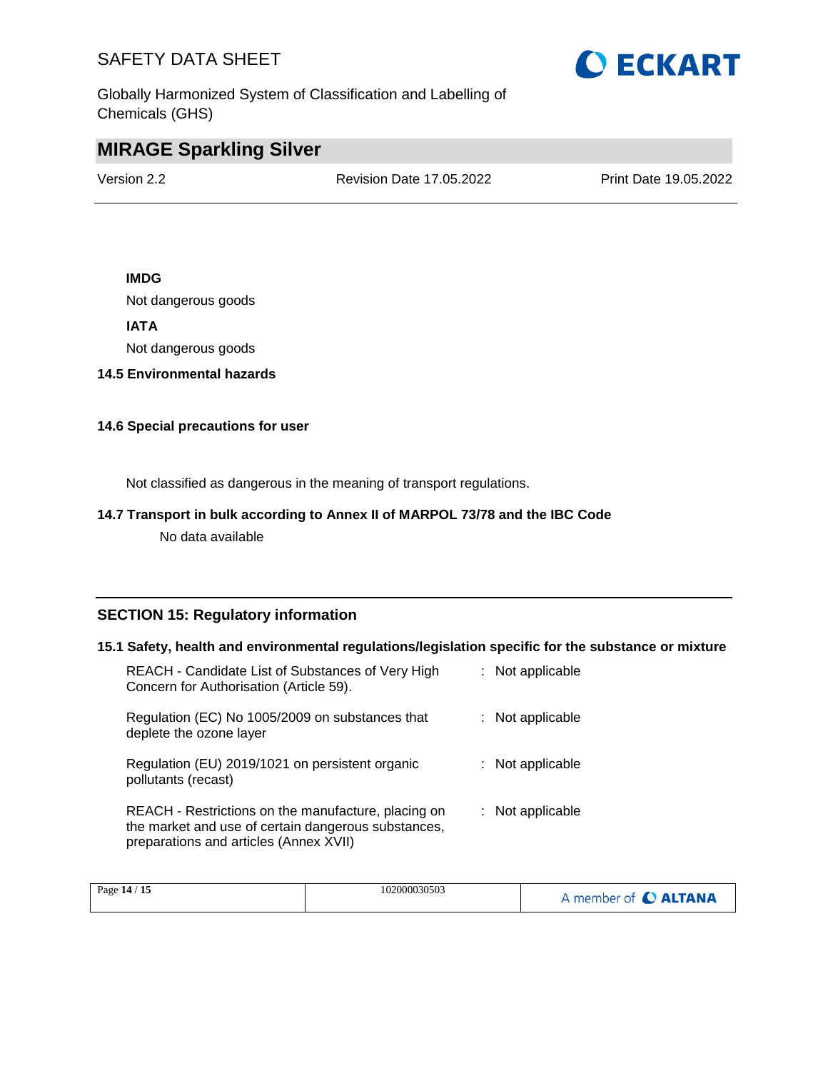**IMDG**

Not dangerous goods

**IATA**

Not dangerous goods

**14.5 Environmental hazards**

**14.6 Special precautions for user**

Not classified as dangerous in the meaning of transport regulations.

**14.7 Transport in bulk according to Annex II of MARPOL 73/78 and the IBC Code**

No data available

## SECTION 15: Regulatory information

**15.1 Safety, health and environmental regulations/legislation specific for the substance or mixture**

| | |
|---|---|
| REACH - Candidate List of Substances of Very High Concern for Authorisation (Article 59). | : Not applicable |
| Regulation (EC) No 1005/2009 on substances that deplete the ozone layer | : Not applicable |
| Regulation (EU) 2019/1021 on persistent organic pollutants (recast) | : Not applicable |
| REACH - Restrictions on the manufacture, placing on the market and use of certain dangerous substances, preparations and articles (Annex XVII) | : Not applicable |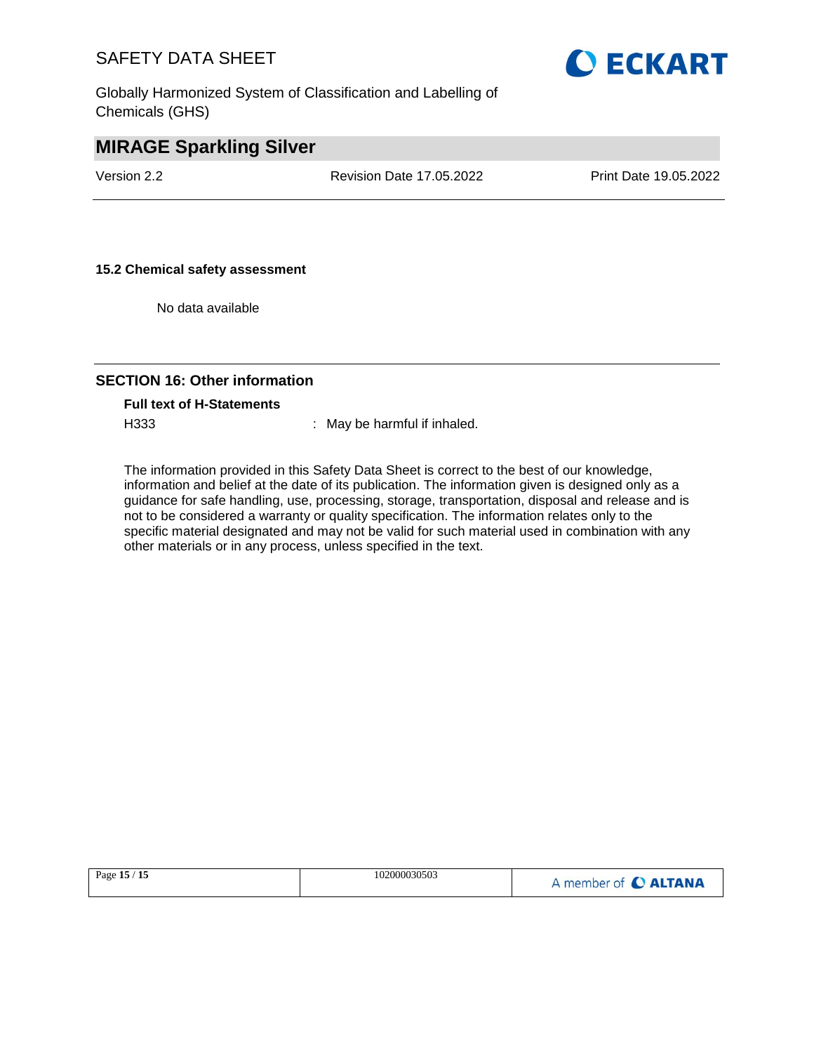#### 15.2 Chemical safety assessment

No data available

## SECTION 16: Other information

**Full text of H-Statements**

H333 : May be harmful if inhaled.

The information provided in this Safety Data Sheet is correct to the best of our knowledge, information and belief at the date of its publication. The information given is designed only as a guidance for safe handling, use, processing, storage, transportation, disposal and release and is not to be considered a warranty or quality specification. The information relates only to the specific material designated and may not be valid for such material used in combination with any other materials or in any process, unless specified in the text.